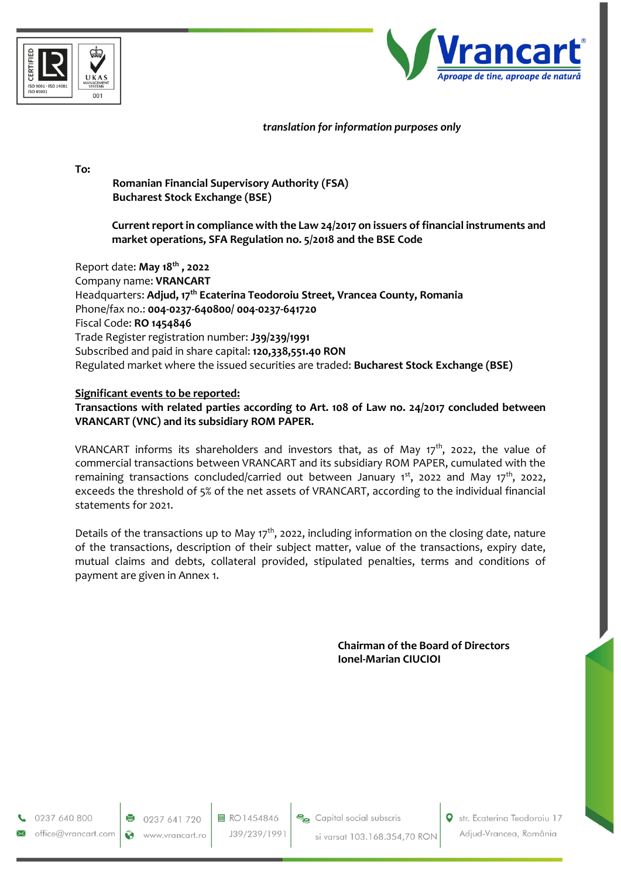*translation for information purposes only*

**To:**

**Romanian Financial Supervisory Authority (FSA)**
**Bucharest Stock Exchange (BSE)**

**Current report in compliance with the Law 24/2017 on issuers of financial instruments and market operations, SFA Regulation no. 5/2018 and the BSE Code**

Report date: **May 18th, 2022**
Company name: **VRANCART**
Headquarters: **Adjud, 17th Ecaterina Teodoroiu Street, Vrancea County, Romania**
Phone/fax no.: **004-0237-640800/ 004-0237-641720**
Fiscal Code: **RO 1454846**
Trade Register registration number: **J39/239/1991**
Subscribed and paid in share capital: **120,338,551.40 RON**
Regulated market where the issued securities are traded: **Bucharest Stock Exchange (BSE)**

**Significant events to be reported:**

**Transactions with related parties according to Art. 108 of Law no. 24/2017 concluded between VRANCART (VNC) and its subsidiary ROM PAPER.**

VRANCART informs its shareholders and investors that, as of May 17th, 2022, the value of commercial transactions between VRANCART and its subsidiary ROM PAPER, cumulated with the remaining transactions concluded/carried out between January 1st, 2022 and May 17th, 2022, exceeds the threshold of 5% of the net assets of VRANCART, according to the individual financial statements for 2021.

Details of the transactions up to May 17th, 2022, including information on the closing date, nature of the transactions, description of their subject matter, value of the transactions, expiry date, mutual claims and debts, collateral provided, stipulated penalties, terms and conditions of payment are given in Annex 1.

**Chairman of the Board of Directors**
**Ionel-Marian CIUCIOI**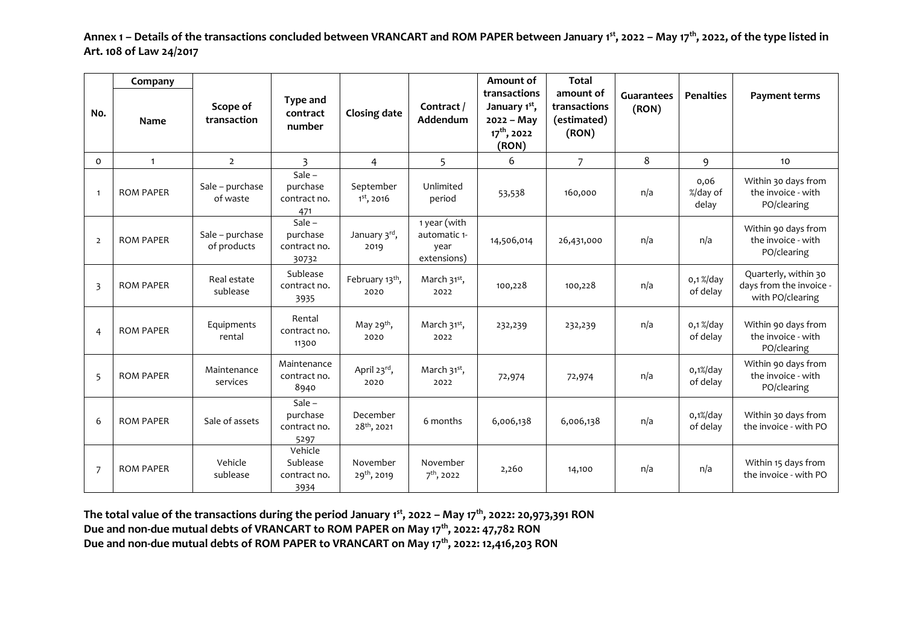**Annex 1 – Details of the transactions concluded between VRANCART and ROM PAPER between January 1st, 2022 – May 17th, 2022, of the type listed in Art. 108 of Law 24/2017**

| No. | Company Name | Scope of transaction | Type and contract number | Closing date | Contract / Addendum | Amount of transactions January 1st, 2022 – May 17th, 2022 (RON) | Total amount of transactions (estimated) (RON) | Guarantees (RON) | Penalties | Payment terms |
|---|---|---|---|---|---|---|---|---|---|---|
| 0 | 1 | 2 | 3 | 4 | 5 | 6 | 7 | 8 | 9 | 10 |
| 1 | ROM PAPER | Sale – purchase of waste | Sale – purchase contract no. 471 | September 1st, 2016 | Unlimited period | 53,538 | 160,000 | n/a | 0,06 %/day of delay | Within 30 days from the invoice - with PO/clearing |
| 2 | ROM PAPER | Sale – purchase of products | Sale – purchase contract no. 30732 | January 3rd, 2019 | 1 year (with automatic 1-year extensions) | 14,506,014 | 26,431,000 | n/a | n/a | Within 90 days from the invoice - with PO/clearing |
| 3 | ROM PAPER | Real estate sublease | Sublease contract no. 3935 | February 13th, 2020 | March 31st, 2022 | 100,228 | 100,228 | n/a | 0,1 %/day of delay | Quarterly, within 30 days from the invoice - with PO/clearing |
| 4 | ROM PAPER | Equipments rental | Rental contract no. 11300 | May 29th, 2020 | March 31st, 2022 | 232,239 | 232,239 | n/a | 0,1 %/day of delay | Within 90 days from the invoice - with PO/clearing |
| 5 | ROM PAPER | Maintenance services | Maintenance contract no. 8940 | April 23rd, 2020 | March 31st, 2022 | 72,974 | 72,974 | n/a | 0,1%/day of delay | Within 90 days from the invoice - with PO/clearing |
| 6 | ROM PAPER | Sale of assets | Sale – purchase contract no. 5297 | December 28th, 2021 | 6 months | 6,006,138 | 6,006,138 | n/a | 0,1%/day of delay | Within 30 days from the invoice - with PO |
| 7 | ROM PAPER | Vehicle sublease | Vehicle Sublease contract no. 3934 | November 29th, 2019 | November 7th, 2022 | 2,260 | 14,100 | n/a | n/a | Within 15 days from the invoice - with PO |

**The total value of the transactions during the period January 1st, 2022 – May 17th, 2022: 20,973,391 RON**
**Due and non-due mutual debts of VRANCART to ROM PAPER on May 17th, 2022: 47,782 RON**
**Due and non-due mutual debts of ROM PAPER to VRANCART on May 17th, 2022: 12,416,203 RON**